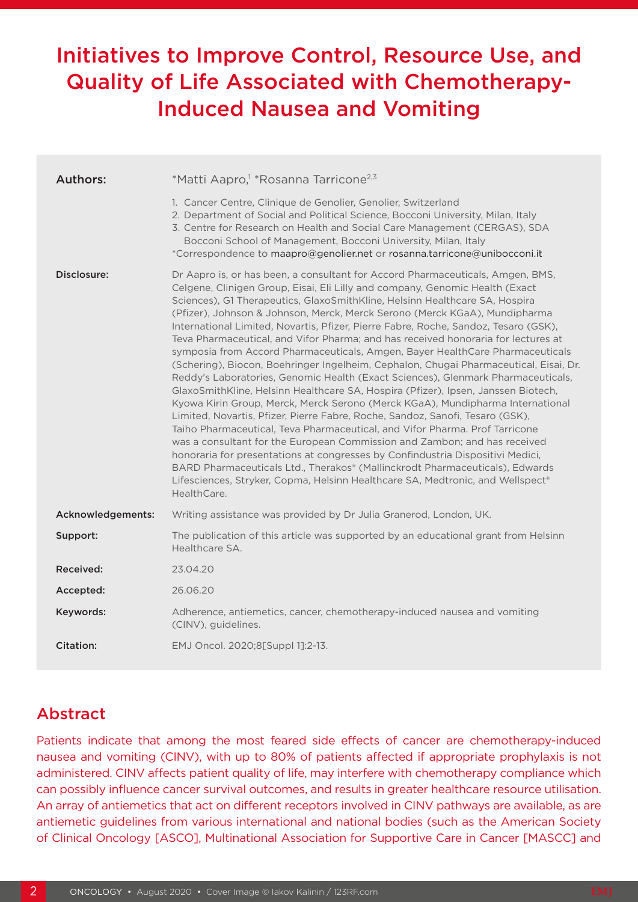# Initiatives to Improve Control, Resource Use, and Quality of Life Associated with Chemotherapy-Induced Nausea and Vomiting

**Authors:** *Matti Aapro,[1] *Rosanna Tarricone[2,3]

1. Cancer Centre, Clinique de Genolier, Genolier, Switzerland
2. Department of Social and Political Science, Bocconi University, Milan, Italy
3. Centre for Research on Health and Social Care Management (CERGAS), SDA Bocconi School of Management, Bocconi University, Milan, Italy

*Correspondence to maapro@genolier.net or rosanna.tarricone@unibocconi.it

**Disclosure:** Dr Aapro is, or has been, a consultant for Accord Pharmaceuticals, Amgen, BMS, Celgene, Clinigen Group, Eisai, Eli Lilly and company, Genomic Health (Exact Sciences), G1 Therapeutics, GlaxoSmithKline, Helsinn Healthcare SA, Hospira (Pfizer), Johnson & Johnson, Merck, Merck Serono (Merck KGaA), Mundipharma International Limited, Novartis, Pfizer, Pierre Fabre, Roche, Sandoz, Tesaro (GSK), Teva Pharmaceutical, and Vifor Pharma; and has received honoraria for lectures at symposia from Accord Pharmaceuticals, Amgen, Bayer HealthCare Pharmaceuticals (Schering), Biocon, Boehringer Ingelheim, Cephalon, Chugai Pharmaceutical, Eisai, Dr. Reddy's Laboratories, Genomic Health (Exact Sciences), Glenmark Pharmaceuticals, GlaxoSmithKline, Helsinn Healthcare SA, Hospira (Pfizer), Ipsen, Janssen Biotech, Kyowa Kirin Group, Merck, Merck Serono (Merck KGaA), Mundipharma International Limited, Novartis, Pfizer, Pierre Fabre, Roche, Sandoz, Sanofi, Tesaro (GSK), Taiho Pharmaceutical, Teva Pharmaceutical, and Vifor Pharma. Prof Tarricone was a consultant for the European Commission and Zambon; and has received honoraria for presentations at congresses by Confindustria Dispositivi Medici, BARD Pharmaceuticals Ltd., Therakos® (Mallinckrodt Pharmaceuticals), Edwards Lifesciences, Stryker, Copma, Helsinn Healthcare SA, Medtronic, and Wellspect® HealthCare.

**Acknowledgements:** Writing assistance was provided by Dr Julia Granerod, London, UK.

**Support:** The publication of this article was supported by an educational grant from Helsinn Healthcare SA.

**Received:** 23.04.20

**Accepted:** 26.06.20

**Keywords:** Adherence, antiemetics, cancer, chemotherapy-induced nausea and vomiting (CINV), guidelines.

**Citation:** EMJ Oncol. 2020;8[Suppl 1]:2-13.

## Abstract

Patients indicate that among the most feared side effects of cancer are chemotherapy-induced nausea and vomiting (CINV), with up to 80% of patients affected if appropriate prophylaxis is not administered. CINV affects patient quality of life, may interfere with chemotherapy compliance which can possibly influence cancer survival outcomes, and results in greater healthcare resource utilisation. An array of antiemetics that act on different receptors involved in CINV pathways are available, as are antiemetic guidelines from various international and national bodies (such as the American Society of Clinical Oncology [ASCO], Multinational Association for Supportive Care in Cancer [MASCC] and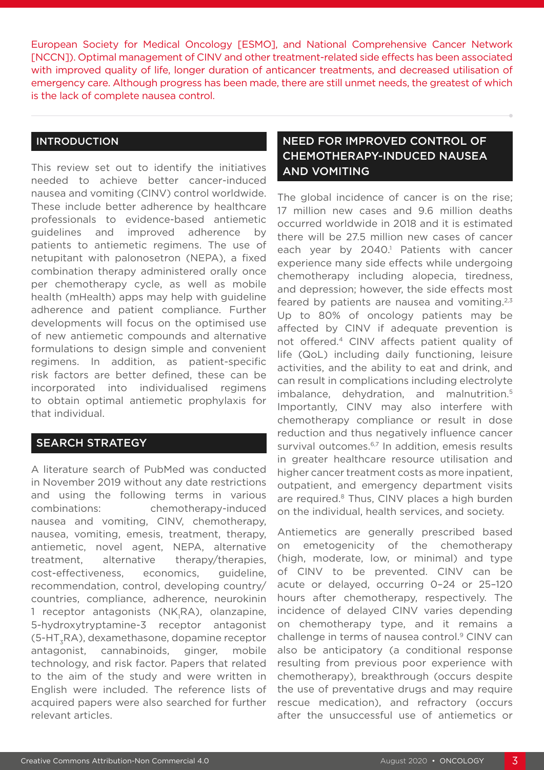European Society for Medical Oncology [ESMO], and National Comprehensive Cancer Network [NCCN]). Optimal management of CINV and other treatment-related side effects has been associated with improved quality of life, longer duration of anticancer treatments, and decreased utilisation of emergency care. Although progress has been made, there are still unmet needs, the greatest of which is the lack of complete nausea control.

## INTRODUCTION

This review set out to identify the initiatives needed to achieve better cancer-induced nausea and vomiting (CINV) control worldwide. These include better adherence by healthcare professionals to evidence-based antiemetic guidelines and improved adherence by patients to antiemetic regimens. The use of netupitant with palonosetron (NEPA), a fixed combination therapy administered orally once per chemotherapy cycle, as well as mobile health (mHealth) apps may help with guideline adherence and patient compliance. Further developments will focus on the optimised use of new antiemetic compounds and alternative formulations to design simple and convenient regimens. In addition, as patient-specific risk factors are better defined, these can be incorporated into individualised regimens to obtain optimal antiemetic prophylaxis for that individual.

## SEARCH STRATEGY

A literature search of PubMed was conducted in November 2019 without any date restrictions and using the following terms in various combinations: chemotherapy-induced nausea and vomiting, CINV, chemotherapy, nausea, vomiting, emesis, treatment, therapy, antiemetic, novel agent, NEPA, alternative treatment, alternative therapy/therapies, cost-effectiveness, economics, guideline, recommendation, control, developing country/countries, compliance, adherence, neurokinin 1 receptor antagonists ($NK_1RA$), olanzapine, 5-hydroxytryptamine-3 receptor antagonist (5-$HT_3RA$), dexamethasone, dopamine receptor antagonist, cannabinoids, ginger, mobile technology, and risk factor. Papers that related to the aim of the study and were written in English were included. The reference lists of acquired papers were also searched for further relevant articles.

## NEED FOR IMPROVED CONTROL OF CHEMOTHERAPY-INDUCED NAUSEA AND VOMITING

The global incidence of cancer is on the rise; 17 million new cases and 9.6 million deaths occurred worldwide in 2018 and it is estimated there will be 27.5 million new cases of cancer each year by 2040.[1] Patients with cancer experience many side effects while undergoing chemotherapy including alopecia, tiredness, and depression; however, the side effects most feared by patients are nausea and vomiting.[2,3] Up to 80% of oncology patients may be affected by CINV if adequate prevention is not offered.[4] CINV affects patient quality of life (QoL) including daily functioning, leisure activities, and the ability to eat and drink, and can result in complications including electrolyte imbalance, dehydration, and malnutrition.[5] Importantly, CINV may also interfere with chemotherapy compliance or result in dose reduction and thus negatively influence cancer survival outcomes.[6,7] In addition, emesis results in greater healthcare resource utilisation and higher cancer treatment costs as more inpatient, outpatient, and emergency department visits are required.[8] Thus, CINV places a high burden on the individual, health services, and society.

Antiemetics are generally prescribed based on emetogenicity of the chemotherapy (high, moderate, low, or minimal) and type of CINV to be prevented. CINV can be acute or delayed, occurring 0–24 or 25–120 hours after chemotherapy, respectively. The incidence of delayed CINV varies depending on chemotherapy type, and it remains a challenge in terms of nausea control.[9] CINV can also be anticipatory (a conditional response resulting from previous poor experience with chemotherapy), breakthrough (occurs despite the use of preventative drugs and may require rescue medication), and refractory (occurs after the unsuccessful use of antiemetics or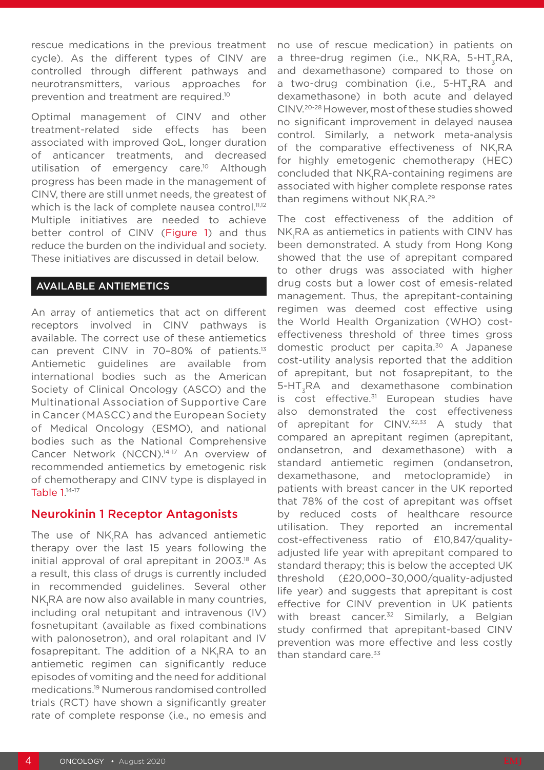rescue medications in the previous treatment cycle). As the different types of CINV are controlled through different pathways and neurotransmitters, various approaches for prevention and treatment are required.[10]

Optimal management of CINV and other treatment-related side effects has been associated with improved QoL, longer duration of anticancer treatments, and decreased utilisation of emergency care.[10] Although progress has been made in the management of CINV, there are still unmet needs, the greatest of which is the lack of complete nausea control.[11,12] Multiple initiatives are needed to achieve better control of CINV (Figure 1) and thus reduce the burden on the individual and society. These initiatives are discussed in detail below.

## AVAILABLE ANTIEMETICS

An array of antiemetics that act on different receptors involved in CINV pathways is available. The correct use of these antiemetics can prevent CINV in 70–80% of patients.[13] Antiemetic guidelines are available from international bodies such as the American Society of Clinical Oncology (ASCO) and the Multinational Association of Supportive Care in Cancer (MASCC) and the European Society of Medical Oncology (ESMO), and national bodies such as the National Comprehensive Cancer Network (NCCN).[14-17] An overview of recommended antiemetics by emetogenic risk of chemotherapy and CINV type is displayed in Table 1.[14-17]

### Neurokinin 1 Receptor Antagonists

The use of $NK_1RA$ has advanced antiemetic therapy over the last 15 years following the initial approval of oral aprepitant in 2003.[18] As a result, this class of drugs is currently included in recommended guidelines. Several other $NK_1RA$ are now also available in many countries, including oral netupitant and intravenous (IV) fosnetupitant (available as fixed combinations with palonosetron), and oral rolapitant and IV fosaprepitant. The addition of a $NK_1RA$ to an antiemetic regimen can significantly reduce episodes of vomiting and the need for additional medications.[19] Numerous randomised controlled trials (RCT) have shown a significantly greater rate of complete response (i.e., no emesis and no use of rescue medication) in patients on a three-drug regimen (i.e., $NK_1RA$, $5\text{-}HT_3RA$, and dexamethasone) compared to those on a two-drug combination (i.e., $5\text{-}HT_3RA$ and dexamethasone) in both acute and delayed CINV.[20-28] However, most of these studies showed no significant improvement in delayed nausea control. Similarly, a network meta-analysis of the comparative effectiveness of $NK_1RA$ for highly emetogenic chemotherapy (HEC) concluded that $NK_1RA$-containing regimens are associated with higher complete response rates than regimens without $NK_1RA$.[29]

The cost effectiveness of the addition of $NK_1RA$ as antiemetics in patients with CINV has been demonstrated. A study from Hong Kong showed that the use of aprepitant compared to other drugs was associated with higher drug costs but a lower cost of emesis-related management. Thus, the aprepitant-containing regimen was deemed cost effective using the World Health Organization (WHO) cost-effectiveness threshold of three times gross domestic product per capita.[30] A Japanese cost-utility analysis reported that the addition of aprepitant, but not fosaprepitant, to the $5\text{-}HT_3RA$ and dexamethasone combination is cost effective.[31] European studies have also demonstrated the cost effectiveness of aprepitant for CINV.[32,33] A study that compared an aprepitant regimen (aprepitant, ondansetron, and dexamethasone) with a standard antiemetic regimen (ondansetron, dexamethasone, and metoclopramide) in patients with breast cancer in the UK reported that 78% of the cost of aprepitant was offset by reduced costs of healthcare resource utilisation. They reported an incremental cost-effectiveness ratio of £10,847/quality-adjusted life year with aprepitant compared to standard therapy; this is below the accepted UK threshold (£20,000–30,000/quality-adjusted life year) and suggests that aprepitant is cost effective for CINV prevention in UK patients with breast cancer.[32] Similarly, a Belgian study confirmed that aprepitant-based CINV prevention was more effective and less costly than standard care.[33]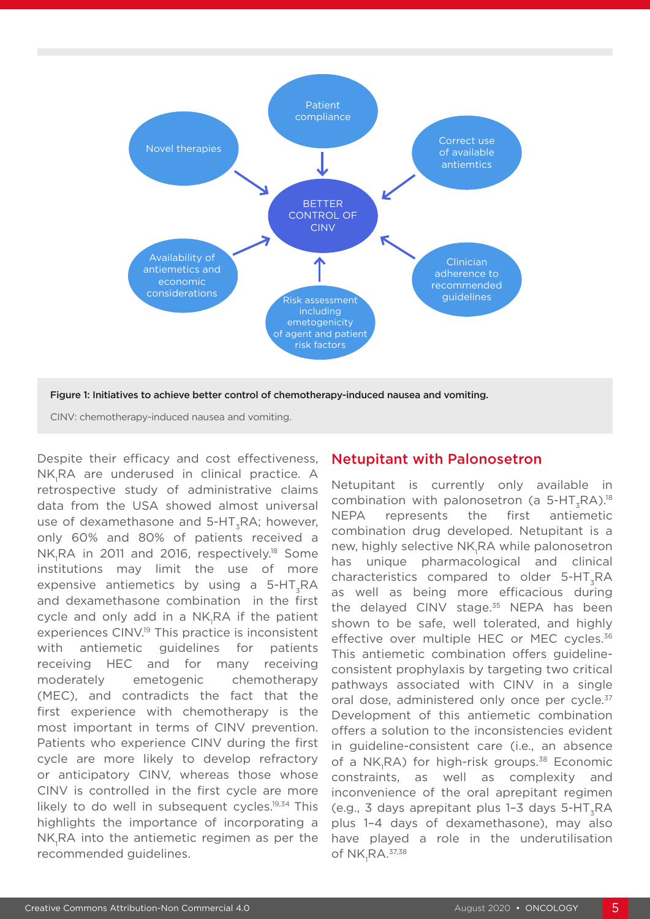Patient compliance

Novel therapies

Correct use of available antiemtics

BETTER CONTROL OF CINV

Availability of antiemetics and economic considerations

Clinician adherence to recommended guidelines

Risk assessment including emetogenicity of agent and patient risk factors

**Figure 1: Initiatives to achieve better control of chemotherapy-induced nausea and vomiting.**

CINV: chemotherapy-induced nausea and vomiting.

Despite their efficacy and cost effectiveness, $NK_1RA$ are underused in clinical practice. A retrospective study of administrative claims data from the USA showed almost universal use of dexamethasone and $5\text{-}HT_3RA$; however, only 60% and 80% of patients received a $NK_1RA$ in 2011 and 2016, respectively.[18] Some institutions may limit the use of more expensive antiemetics by using a $5\text{-}HT_3RA$ and dexamethasone combination in the first cycle and only add in a $NK_1RA$ if the patient experiences CINV.[19] This practice is inconsistent with antiemetic guidelines for patients receiving HEC and for many receiving moderately emetogenic chemotherapy (MEC), and contradicts the fact that the first experience with chemotherapy is the most important in terms of CINV prevention. Patients who experience CINV during the first cycle are more likely to develop refractory or anticipatory CINV, whereas those whose CINV is controlled in the first cycle are more likely to do well in subsequent cycles.[19,34] This highlights the importance of incorporating a $NK_1RA$ into the antiemetic regimen as per the recommended guidelines.

## Netupitant with Palonosetron

Netupitant is currently only available in combination with palonosetron (a $5\text{-}HT_3RA$).[18] NEPA represents the first antiemetic combination drug developed. Netupitant is a new, highly selective $NK_1RA$ while palonosetron has unique pharmacological and clinical characteristics compared to older $5\text{-}HT_3RA$ as well as being more efficacious during the delayed CINV stage.[35] NEPA has been shown to be safe, well tolerated, and highly effective over multiple HEC or MEC cycles.[36] This antiemetic combination offers guideline-consistent prophylaxis by targeting two critical pathways associated with CINV in a single oral dose, administered only once per cycle.[37] Development of this antiemetic combination offers a solution to the inconsistencies evident in guideline-consistent care (i.e., an absence of a $NK_1RA$) for high-risk groups.[38] Economic constraints, as well as complexity and inconvenience of the oral aprepitant regimen (e.g., 3 days aprepitant plus 1–3 days $5\text{-}HT_3RA$ plus 1–4 days of dexamethasone), may also have played a role in the underutilisation of $NK_1RA$.[37,38]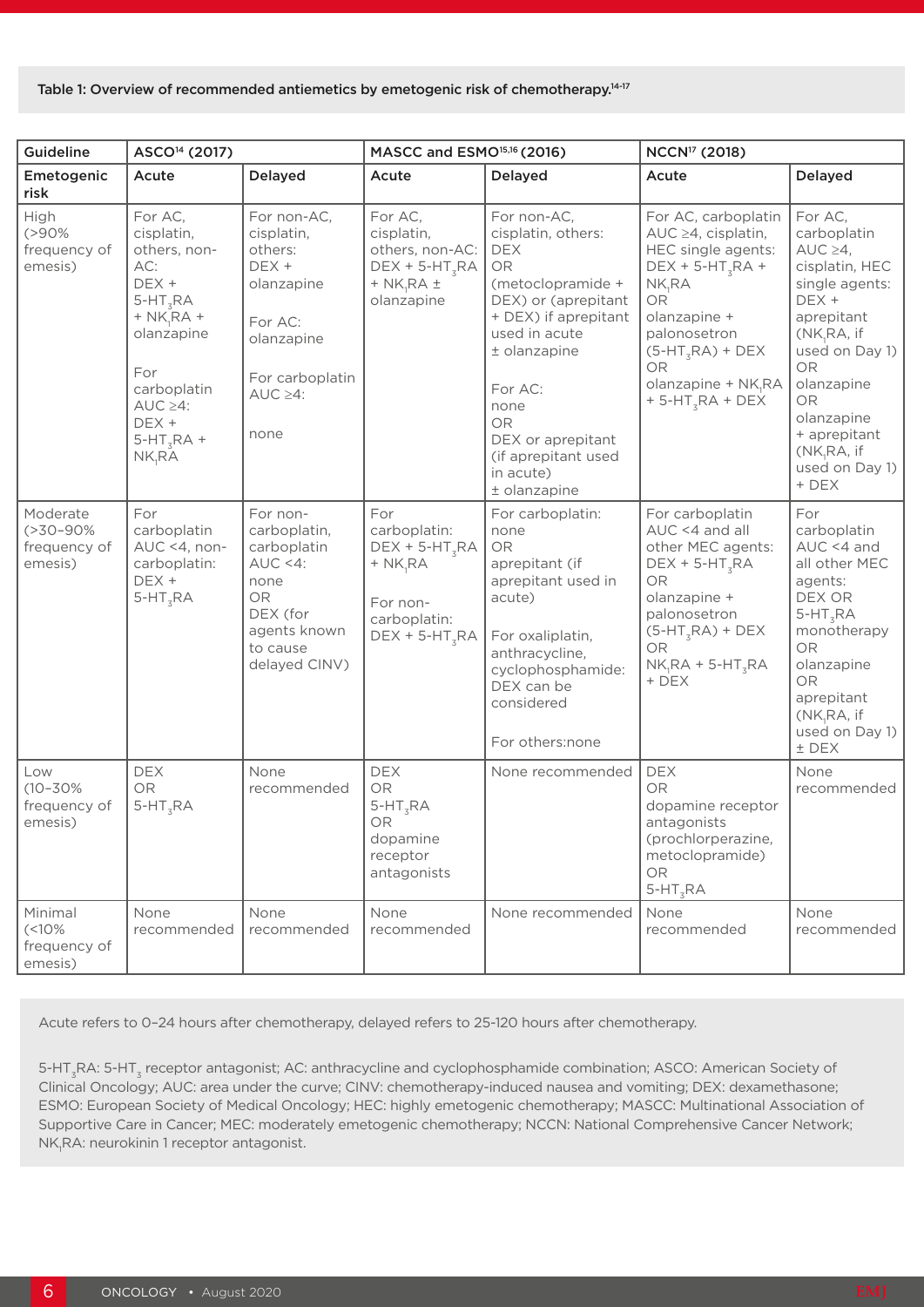**Table 1: Overview of recommended antiemetics by emetogenic risk of chemotherapy.**[14-17]

| Guideline | ASCO[14] (2017) | | MASCC and ESMO[15,16] (2016) | | NCCN[17] (2018) | |
|---|---|---|---|---|---|---|
| Emetogenic risk | Acute | Delayed | Acute | Delayed | Acute | Delayed |
| High (>90% frequency of emesis) | For AC, cisplatin, others, non-AC: DEX + $5\text{-HT}_3$RA + $\text{NK}_1$RA + olanzapine<br><br>For carboplatin AUC ≥4: DEX + $5\text{-HT}_3$RA + $\text{NK}_1$RA | For non-AC, cisplatin, others: DEX + olanzapine<br><br>For AC: olanzapine<br><br>For carboplatin AUC ≥4: none | For AC, cisplatin, others, non-AC: DEX + $5\text{-HT}_3$RA + $\text{NK}_1$RA ± olanzapine | For non-AC, cisplatin, others: DEX OR (metoclopramide + DEX) or (aprepitant + DEX) if aprepitant used in acute ± olanzapine<br><br>For AC: none OR DEX or aprepitant (if aprepitant used in acute) ± olanzapine | For AC, carboplatin AUC ≥4, cisplatin, HEC single agents: DEX + $5\text{-HT}_3$RA + $\text{NK}_1$RA OR olanzapine + palonosetron ($5\text{-HT}_3$RA) + DEX OR olanzapine + $\text{NK}_1$RA + $5\text{-HT}_3$RA + DEX | For AC, carboplatin AUC ≥4, cisplatin, HEC single agents: DEX + aprepitant ($\text{NK}_1$RA, if used on Day 1) OR olanzapine OR olanzapine + aprepitant ($\text{NK}_1$RA, if used on Day 1) + DEX |
| Moderate (>30–90% frequency of emesis) | For carboplatin AUC <4, non-carboplatin: DEX + $5\text{-HT}_3$RA | For non-carboplatin, carboplatin AUC <4: none OR DEX (for agents known to cause delayed CINV) | For carboplatin: DEX + $5\text{-HT}_3$RA + $\text{NK}_1$RA<br><br>For non-carboplatin: DEX + $5\text{-HT}_3$RA | For carboplatin: none OR aprepitant (if aprepitant used in acute)<br><br>For oxaliplatin, anthracycline, cyclophosphamide: DEX can be considered<br><br>For others:none | For carboplatin AUC <4 and all other MEC agents: DEX + $5\text{-HT}_3$RA OR olanzapine + palonosetron ($5\text{-HT}_3$RA) + DEX OR $\text{NK}_1$RA + $5\text{-HT}_3$RA + DEX | For carboplatin AUC <4 and all other MEC agents: DEX OR $5\text{-HT}_3$RA monotherapy OR olanzapine OR aprepitant ($\text{NK}_1$RA, if used on Day 1) ± DEX |
| Low (10–30% frequency of emesis) | DEX OR $5\text{-HT}_3$RA | None recommended | DEX OR $5\text{-HT}_3$RA OR dopamine receptor antagonists | None recommended | DEX OR dopamine receptor antagonists (prochlorperazine, metoclopramide) OR $5\text{-HT}_3$RA | None recommended |
| Minimal (<10% frequency of emesis) | None recommended | None recommended | None recommended | None recommended | None recommended | None recommended |

Acute refers to 0–24 hours after chemotherapy, delayed refers to 25-120 hours after chemotherapy.

$5\text{-HT}_3$RA: $5\text{-HT}_3$ receptor antagonist; AC: anthracycline and cyclophosphamide combination; ASCO: American Society of Clinical Oncology; AUC: area under the curve; CINV: chemotherapy-induced nausea and vomiting; DEX: dexamethasone; ESMO: European Society of Medical Oncology; HEC: highly emetogenic chemotherapy; MASCC: Multinational Association of Supportive Care in Cancer; MEC: moderately emetogenic chemotherapy; NCCN: National Comprehensive Cancer Network; $\text{NK}_1$RA: neurokinin 1 receptor antagonist.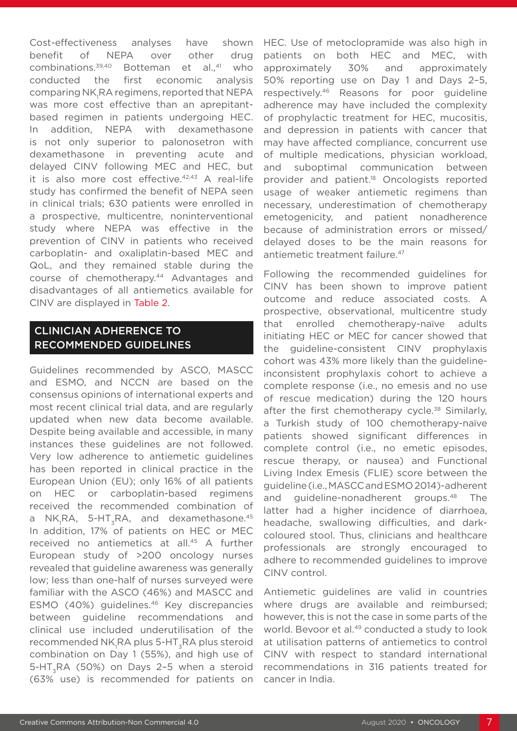Cost-effectiveness analyses have shown benefit of NEPA over other drug combinations.[39,40] Botteman et al.,[41] who conducted the first economic analysis comparing $NK_1RA$ regimens, reported that NEPA was more cost effective than an aprepitant-based regimen in patients undergoing HEC. In addition, NEPA with dexamethasone is not only superior to palonosetron with dexamethasone in preventing acute and delayed CINV following MEC and HEC, but it is also more cost effective.[42,43] A real-life study has confirmed the benefit of NEPA seen in clinical trials; 630 patients were enrolled in a prospective, multicentre, noninterventional study where NEPA was effective in the prevention of CINV in patients who received carboplatin- and oxaliplatin-based MEC and QoL, and they remained stable during the course of chemotherapy.[44] Advantages and disadvantages of all antiemetics available for CINV are displayed in Table 2.

## CLINICIAN ADHERENCE TO RECOMMENDED GUIDELINES

Guidelines recommended by ASCO, MASCC and ESMO, and NCCN are based on the consensus opinions of international experts and most recent clinical trial data, and are regularly updated when new data become available. Despite being available and accessible, in many instances these guidelines are not followed. Very low adherence to antiemetic guidelines has been reported in clinical practice in the European Union (EU); only 16% of all patients on HEC or carboplatin-based regimens received the recommended combination of a $NK_1RA$, $5\text{-}HT_3RA$, and dexamethasone.[45] In addition, 17% of patients on HEC or MEC received no antiemetics at all.[45] A further European study of >200 oncology nurses revealed that guideline awareness was generally low; less than one-half of nurses surveyed were familiar with the ASCO (46%) and MASCC and ESMO (40%) guidelines.[46] Key discrepancies between guideline recommendations and clinical use included underutilisation of the recommended $NK_1RA$ plus $5\text{-}HT_3RA$ plus steroid combination on Day 1 (55%), and high use of $5\text{-}HT_3RA$ (50%) on Days 2–5 when a steroid (63% use) is recommended for patients on HEC. Use of metoclopramide was also high in patients on both HEC and MEC, with approximately 30% and approximately 50% reporting use on Day 1 and Days 2–5, respectively.[46] Reasons for poor guideline adherence may have included the complexity of prophylactic treatment for HEC, mucositis, and depression in patients with cancer that may have affected compliance, concurrent use of multiple medications, physician workload, and suboptimal communication between provider and patient.[18] Oncologists reported usage of weaker antiemetic regimens than necessary, underestimation of chemotherapy emetogenicity, and patient nonadherence because of administration errors or missed/delayed doses to be the main reasons for antiemetic treatment failure.[47]

Following the recommended guidelines for CINV has been shown to improve patient outcome and reduce associated costs. A prospective, observational, multicentre study that enrolled chemotherapy-naïve adults initiating HEC or MEC for cancer showed that the guideline-consistent CINV prophylaxis cohort was 43% more likely than the guideline-inconsistent prophylaxis cohort to achieve a complete response (i.e., no emesis and no use of rescue medication) during the 120 hours after the first chemotherapy cycle.[38] Similarly, a Turkish study of 100 chemotherapy-naïve patients showed significant differences in complete control (i.e., no emetic episodes, rescue therapy, or nausea) and Functional Living Index Emesis (FLIE) score between the guideline (i.e., MASCC and ESMO 2014)-adherent and guideline-nonadherent groups.[48] The latter had a higher incidence of diarrhoea, headache, swallowing difficulties, and dark-coloured stool. Thus, clinicians and healthcare professionals are strongly encouraged to adhere to recommended guidelines to improve CINV control.

Antiemetic guidelines are valid in countries where drugs are available and reimbursed; however, this is not the case in some parts of the world. Bevoor et al.[49] conducted a study to look at utilisation patterns of antiemetics to control CINV with respect to standard international recommendations in 316 patients treated for cancer in India.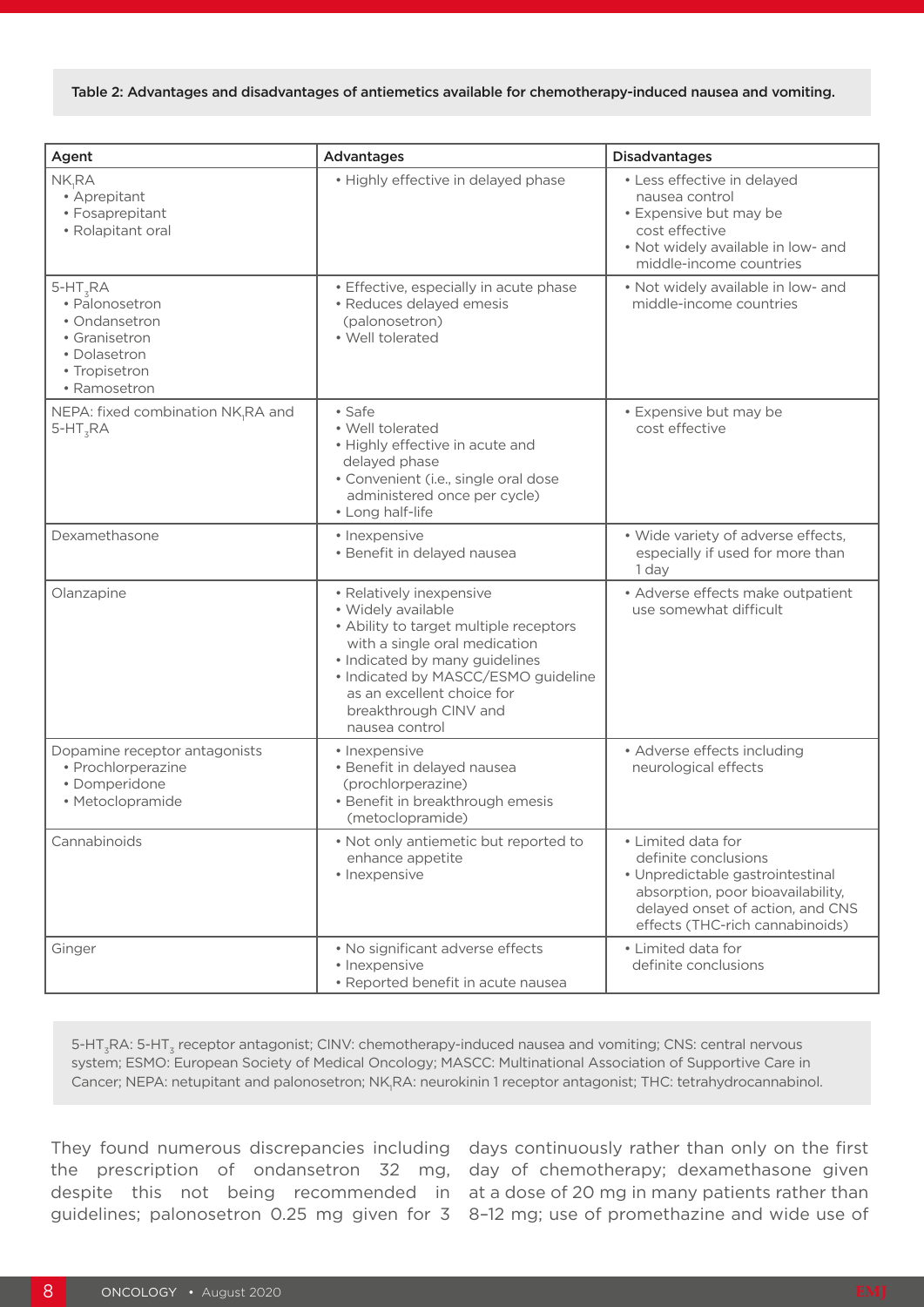Table 2: Advantages and disadvantages of antiemetics available for chemotherapy-induced nausea and vomiting.

| Agent | Advantages | Disadvantages |
|---|---|---|
| $NK_1RA$<br>• Aprepitant<br>• Fosapreptant<br>• Rolapitant oral | • Highly effective in delayed phase | • Less effective in delayed nausea control<br>• Expensive but may be cost effective<br>• Not widely available in low- and middle-income countries |
| $5\text{-}HT_3RA$<br>• Palonosetron<br>• Ondansetron<br>• Granisetron<br>• Dolasetron<br>• Tropisetron<br>• Ramosetron | • Effective, especially in acute phase<br>• Reduces delayed emesis (palonosetron)<br>• Well tolerated | • Not widely available in low- and middle-income countries |
| NEPA: fixed combination $NK_1RA$ and $5\text{-}HT_3RA$ | • Safe<br>• Well tolerated<br>• Highly effective in acute and delayed phase<br>• Convenient (i.e., single oral dose administered once per cycle)<br>• Long half-life | • Expensive but may be cost effective |
| Dexamethasone | • Inexpensive<br>• Benefit in delayed nausea | • Wide variety of adverse effects, especially if used for more than 1 day |
| Olanzapine | • Relatively inexpensive<br>• Widely available<br>• Ability to target multiple receptors with a single oral medication<br>• Indicated by many guidelines<br>• Indicated by MASCC/ESMO guideline as an excellent choice for breakthrough CINV and nausea control | • Adverse effects make outpatient use somewhat difficult |
| Dopamine receptor antagonists<br>• Prochlorperazine<br>• Domperidone<br>• Metoclopramide | • Inexpensive<br>• Benefit in delayed nausea (prochlorperazine)<br>• Benefit in breakthrough emesis (metoclopramide) | • Adverse effects including neurological effects |
| Cannabinoids | • Not only antiemetic but reported to enhance appetite<br>• Inexpensive | • Limited data for definite conclusions<br>• Unpredictable gastrointestinal absorption, poor bioavailability, delayed onset of action, and CNS effects (THC-rich cannabinoids) |
| Ginger | • No significant adverse effects<br>• Inexpensive<br>• Reported benefit in acute nausea | • Limited data for definite conclusions |

$5\text{-}HT_3RA$: $5\text{-}HT_3$ receptor antagonist; CINV: chemotherapy-induced nausea and vomiting; CNS: central nervous system; ESMO: European Society of Medical Oncology; MASCC: Multinational Association of Supportive Care in Cancer; NEPA: netupitant and palonosetron; $NK_1RA$: neurokinin 1 receptor antagonist; THC: tetrahydrocannabinol.

They found numerous discrepancies including the prescription of ondansetron 32 mg, despite this not being recommended in guidelines; palonosetron 0.25 mg given for 3 days continuously rather than only on the first day of chemotherapy; dexamethasone given at a dose of 20 mg in many patients rather than 8–12 mg; use of promethazine and wide use of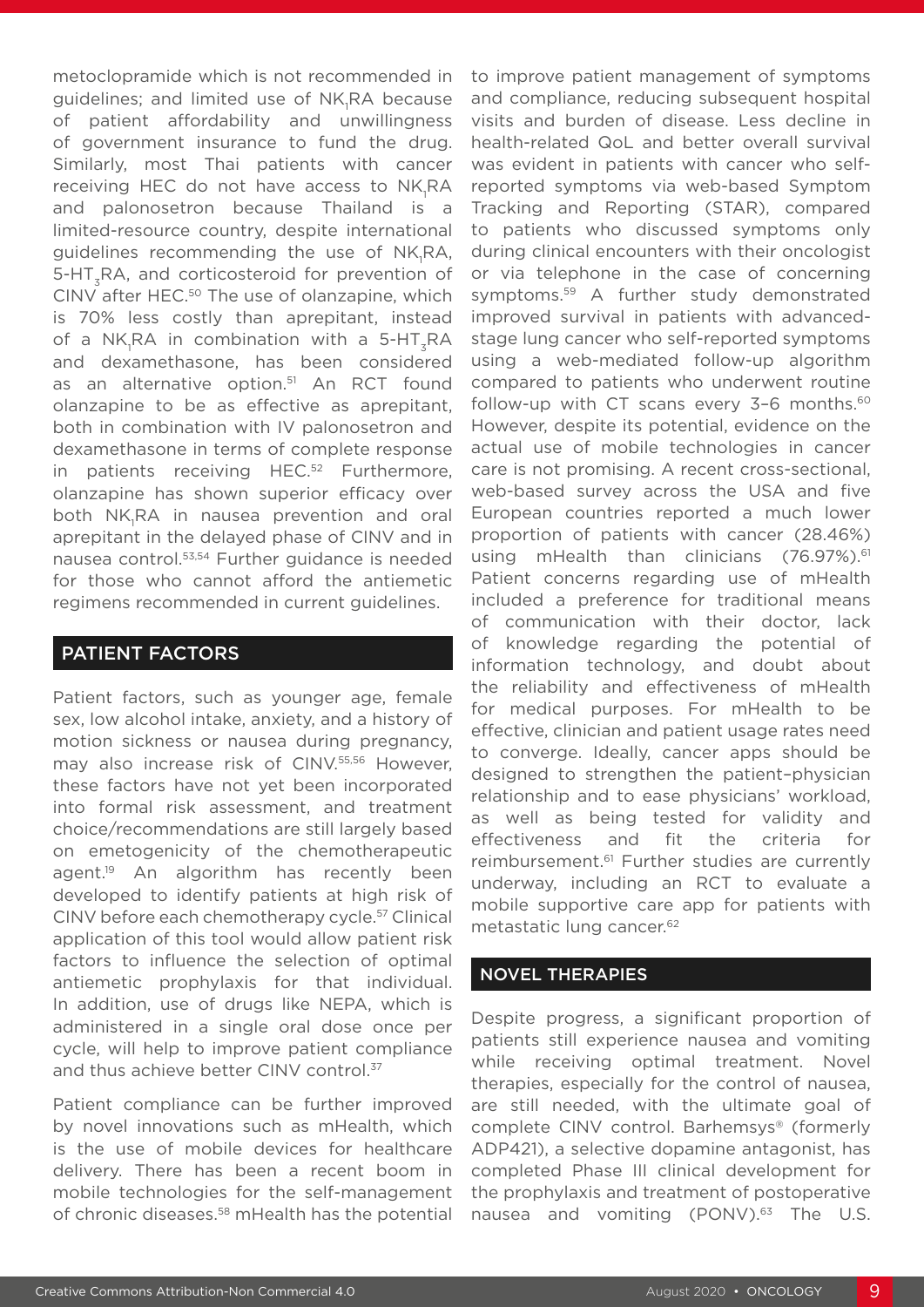metoclopramide which is not recommended in guidelines; and limited use of $NK_1RA$ because of patient affordability and unwillingness of government insurance to fund the drug. Similarly, most Thai patients with cancer receiving HEC do not have access to $NK_1RA$ and palonosetron because Thailand is a limited-resource country, despite international guidelines recommending the use of $NK_1RA$, 5-$HT_3RA$, and corticosteroid for prevention of CINV after HEC.[50] The use of olanzapine, which is 70% less costly than aprepitant, instead of a $NK_1RA$ in combination with a 5-$HT_3RA$ and dexamethasone, has been considered as an alternative option.[51] An RCT found olanzapine to be as effective as aprepitant, both in combination with IV palonosetron and dexamethasone in terms of complete response in patients receiving HEC.[52] Furthermore, olanzapine has shown superior efficacy over both $NK_1RA$ in nausea prevention and oral aprepitant in the delayed phase of CINV and in nausea control.[53,54] Further guidance is needed for those who cannot afford the antiemetic regimens recommended in current guidelines.

## PATIENT FACTORS

Patient factors, such as younger age, female sex, low alcohol intake, anxiety, and a history of motion sickness or nausea during pregnancy, may also increase risk of CINV.[55,56] However, these factors have not yet been incorporated into formal risk assessment, and treatment choice/recommendations are still largely based on emetogenicity of the chemotherapeutic agent.[19] An algorithm has recently been developed to identify patients at high risk of CINV before each chemotherapy cycle.[57] Clinical application of this tool would allow patient risk factors to influence the selection of optimal antiemetic prophylaxis for that individual. In addition, use of drugs like NEPA, which is administered in a single oral dose once per cycle, will help to improve patient compliance and thus achieve better CINV control.[37]

Patient compliance can be further improved by novel innovations such as mHealth, which is the use of mobile devices for healthcare delivery. There has been a recent boom in mobile technologies for the self-management of chronic diseases.[58] mHealth has the potential to improve patient management of symptoms and compliance, reducing subsequent hospital visits and burden of disease. Less decline in health-related QoL and better overall survival was evident in patients with cancer who self-reported symptoms via web-based Symptom Tracking and Reporting (STAR), compared to patients who discussed symptoms only during clinical encounters with their oncologist or via telephone in the case of concerning symptoms.[59] A further study demonstrated improved survival in patients with advanced-stage lung cancer who self-reported symptoms using a web-mediated follow-up algorithm compared to patients who underwent routine follow-up with CT scans every 3–6 months.[60] However, despite its potential, evidence on the actual use of mobile technologies in cancer care is not promising. A recent cross-sectional, web-based survey across the USA and five European countries reported a much lower proportion of patients with cancer (28.46%) using mHealth than clinicians (76.97%).[61] Patient concerns regarding use of mHealth included a preference for traditional means of communication with their doctor, lack of knowledge regarding the potential of information technology, and doubt about the reliability and effectiveness of mHealth for medical purposes. For mHealth to be effective, clinician and patient usage rates need to converge. Ideally, cancer apps should be designed to strengthen the patient–physician relationship and to ease physicians' workload, as well as being tested for validity and effectiveness and fit the criteria for reimbursement.[61] Further studies are currently underway, including an RCT to evaluate a mobile supportive care app for patients with metastatic lung cancer.[62]

## NOVEL THERAPIES

Despite progress, a significant proportion of patients still experience nausea and vomiting while receiving optimal treatment. Novel therapies, especially for the control of nausea, are still needed, with the ultimate goal of complete CINV control. Barhemsys® (formerly ADP421), a selective dopamine antagonist, has completed Phase III clinical development for the prophylaxis and treatment of postoperative nausea and vomiting (PONV).[63] The U.S.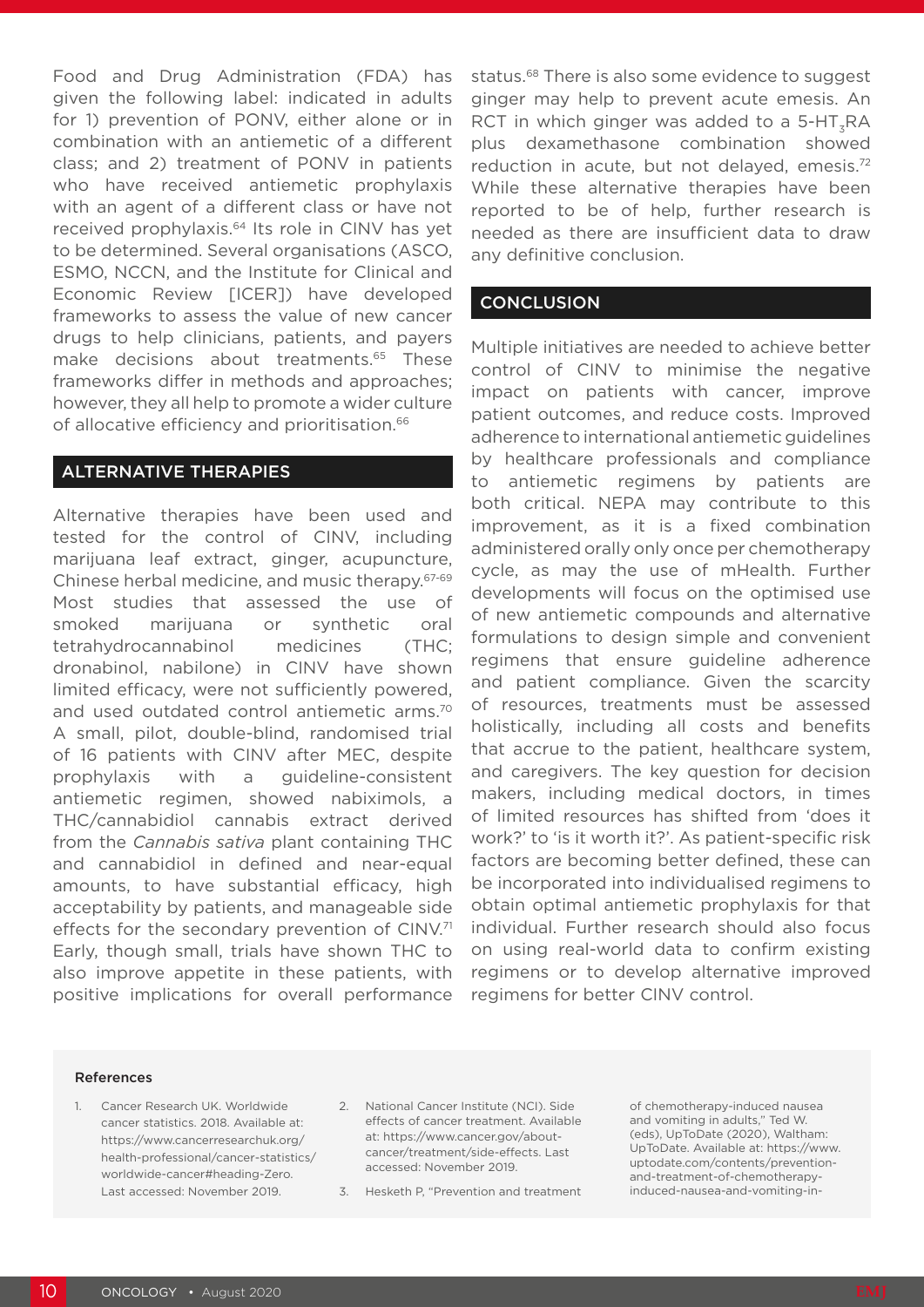Food and Drug Administration (FDA) has given the following label: indicated in adults for 1) prevention of PONV, either alone or in combination with an antiemetic of a different class; and 2) treatment of PONV in patients who have received antiemetic prophylaxis with an agent of a different class or have not received prophylaxis.[64] Its role in CINV has yet to be determined. Several organisations (ASCO, ESMO, NCCN, and the Institute for Clinical and Economic Review [ICER]) have developed frameworks to assess the value of new cancer drugs to help clinicians, patients, and payers make decisions about treatments.[65] These frameworks differ in methods and approaches; however, they all help to promote a wider culture of allocative efficiency and prioritisation.[66]

## ALTERNATIVE THERAPIES

Alternative therapies have been used and tested for the control of CINV, including marijuana leaf extract, ginger, acupuncture, Chinese herbal medicine, and music therapy.[67-69] Most studies that assessed the use of smoked marijuana or synthetic oral tetrahydrocannabinol medicines (THC; dronabinol, nabilone) in CINV have shown limited efficacy, were not sufficiently powered, and used outdated control antiemetic arms.[70] A small, pilot, double-blind, randomised trial of 16 patients with CINV after MEC, despite prophylaxis with a guideline-consistent antiemetic regimen, showed nabiximols, a THC/cannabidiol cannabis extract derived from the *Cannabis sativa* plant containing THC and cannabidiol in defined and near-equal amounts, to have substantial efficacy, high acceptability by patients, and manageable side effects for the secondary prevention of CINV.[71] Early, though small, trials have shown THC to also improve appetite in these patients, with positive implications for overall performance status.[68] There is also some evidence to suggest ginger may help to prevent acute emesis. An RCT in which ginger was added to a 5-$HT_3$RA plus dexamethasone combination showed reduction in acute, but not delayed, emesis.[72] While these alternative therapies have been reported to be of help, further research is needed as there are insufficient data to draw any definitive conclusion.

## CONCLUSION

Multiple initiatives are needed to achieve better control of CINV to minimise the negative impact on patients with cancer, improve patient outcomes, and reduce costs. Improved adherence to international antiemetic guidelines by healthcare professionals and compliance to antiemetic regimens by patients are both critical. NEPA may contribute to this improvement, as it is a fixed combination administered orally only once per chemotherapy cycle, as may the use of mHealth. Further developments will focus on the optimised use of new antiemetic compounds and alternative formulations to design simple and convenient regimens that ensure guideline adherence and patient compliance. Given the scarcity of resources, treatments must be assessed holistically, including all costs and benefits that accrue to the patient, healthcare system, and caregivers. The key question for decision makers, including medical doctors, in times of limited resources has shifted from 'does it work?' to 'is it worth it?'. As patient-specific risk factors are becoming better defined, these can be incorporated into individualised regimens to obtain optimal antiemetic prophylaxis for that individual. Further research should also focus on using real-world data to confirm existing regimens or to develop alternative improved regimens for better CINV control.

### References

1. Cancer Research UK. Worldwide cancer statistics. 2018. Available at: https://www.cancerresearchuk.org/health-professional/cancer-statistics/worldwide-cancer#heading-Zero. Last accessed: November 2019.
2. National Cancer Institute (NCI). Side effects of cancer treatment. Available at: https://www.cancer.gov/about-cancer/treatment/side-effects. Last accessed: November 2019.
3. Hesketh P, "Prevention and treatment of chemotherapy-induced nausea and vomiting in adults," Ted W. (eds), UpToDate (2020), Waltham: UpToDate. Available at: https://www.uptodate.com/contents/prevention-and-treatment-of-chemotherapy-induced-nausea-and-vomiting-in-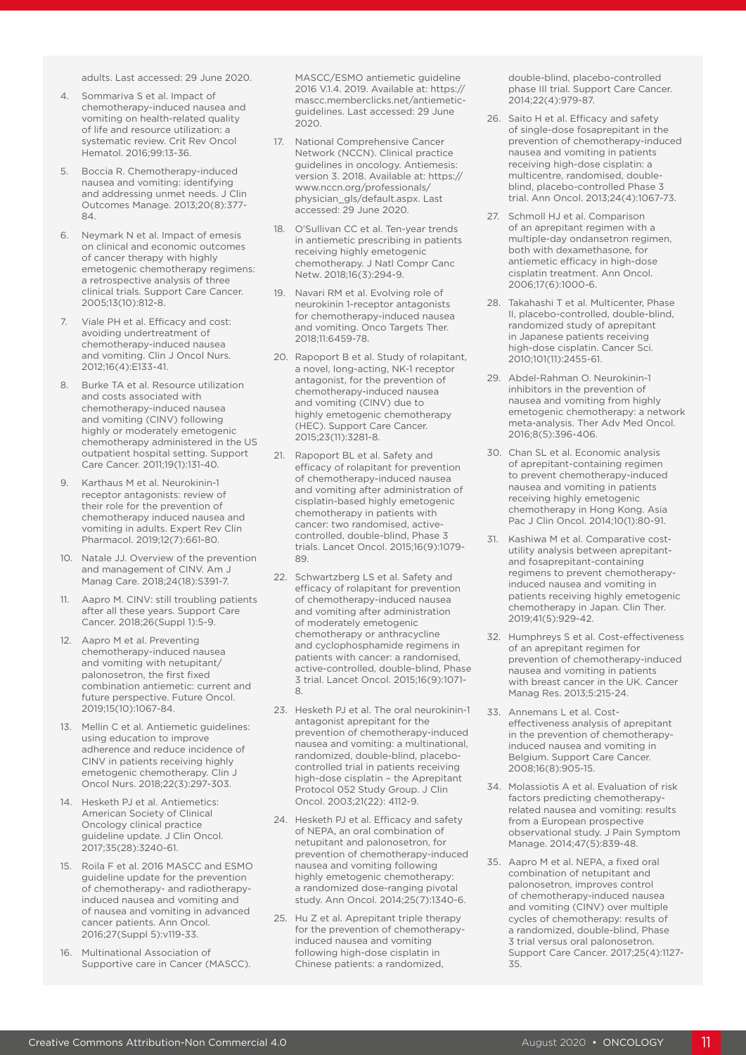adults. Last accessed: 29 June 2020.

4. Sommariva S et al. Impact of chemotherapy-induced nausea and vomiting on health-related quality of life and resource utilization: a systematic review. Crit Rev Oncol Hematol. 2016;99:13-36.
5. Boccia R. Chemotherapy-induced nausea and vomiting: identifying and addressing unmet needs. J Clin Outcomes Manage. 2013;20(8):377-84.
6. Neymark N et al. Impact of emesis on clinical and economic outcomes of cancer therapy with highly emetogenic chemotherapy regimens: a retrospective analysis of three clinical trials. Support Care Cancer. 2005;13(10):812-8.
7. Viale PH et al. Efficacy and cost: avoiding undertreatment of chemotherapy-induced nausea and vomiting. Clin J Oncol Nurs. 2012;16(4):E133-41.
8. Burke TA et al. Resource utilization and costs associated with chemotherapy-induced nausea and vomiting (CINV) following highly or moderately emetogenic chemotherapy administered in the US outpatient hospital setting. Support Care Cancer. 2011;19(1):131-40.
9. Karthaus M et al. Neurokinin-1 receptor antagonists: review of their role for the prevention of chemotherapy induced nausea and vomiting in adults. Expert Rev Clin Pharmacol. 2019;12(7):661-80.
10. Natale JJ. Overview of the prevention and management of CINV. Am J Manag Care. 2018;24(18):S391-7.
11. Aapro M. CINV: still troubling patients after all these years. Support Care Cancer. 2018;26(Suppl 1):5-9.
12. Aapro M et al. Preventing chemotherapy-induced nausea and vomiting with netupitant/palonosetron, the first fixed combination antiemetic: current and future perspective. Future Oncol. 2019;15(10):1067-84.
13. Mellin C et al. Antiemetic guidelines: using education to improve adherence and reduce incidence of CINV in patients receiving highly emetogenic chemotherapy. Clin J Oncol Nurs. 2018;22(3):297-303.
14. Hesketh PJ et al. Antiemetics: American Society of Clinical Oncology clinical practice guideline update. J Clin Oncol. 2017;35(28):3240-61.
15. Roila F et al. 2016 MASCC and ESMO guideline update for the prevention of chemotherapy- and radiotherapy-induced nausea and vomiting and of nausea and vomiting in advanced cancer patients. Ann Oncol. 2016;27(Suppl 5):v119-33.
16. Multinational Association of Supportive care in Cancer (MASCC). MASCC/ESMO antiemetic guideline 2016 V.1.4. 2019. Available at: https://mascc.memberclicks.net/antiemetic-guidelines. Last accessed: 29 June 2020.
17. National Comprehensive Cancer Network (NCCN). Clinical practice guidelines in oncology. Antiemesis: version 3. 2018. Available at: https://www.nccn.org/professionals/physician_gls/default.aspx. Last accessed: 29 June 2020.
18. O'Sullivan CC et al. Ten-year trends in antiemetic prescribing in patients receiving highly emetogenic chemotherapy. J Natl Compr Canc Netw. 2018;16(3):294-9.
19. Navari RM et al. Evolving role of neurokinin 1-receptor antagonists for chemotherapy-induced nausea and vomiting. Onco Targets Ther. 2018;11:6459-78.
20. Rapoport B et al. Study of rolapitant, a novel, long-acting, NK-1 receptor antagonist, for the prevention of chemotherapy-induced nausea and vomiting (CINV) due to highly emetogenic chemotherapy (HEC). Support Care Cancer. 2015;23(11):3281-8.
21. Rapoport BL et al. Safety and efficacy of rolapitant for prevention of chemotherapy-induced nausea and vomiting after administration of cisplatin-based highly emetogenic chemotherapy in patients with cancer: two randomised, active-controlled, double-blind, Phase 3 trials. Lancet Oncol. 2015;16(9):1079-89.
22. Schwartzberg LS et al. Safety and efficacy of rolapitant for prevention of chemotherapy-induced nausea and vomiting after administration of moderately emetogenic chemotherapy or anthracycline and cyclophosphamide regimens in patients with cancer: a randomised, active-controlled, double-blind, Phase 3 trial. Lancet Oncol. 2015;16(9):1071-8.
23. Hesketh PJ et al. The oral neurokinin-1 antagonist aprepitant for the prevention of chemotherapy-induced nausea and vomiting: a multinational, randomized, double-blind, placebo-controlled trial in patients receiving high-dose cisplatin – the Aprepitant Protocol 052 Study Group. J Clin Oncol. 2003;21(22): 4112-9.
24. Hesketh PJ et al. Efficacy and safety of NEPA, an oral combination of netupitant and palonosetron, for prevention of chemotherapy-induced nausea and vomiting following highly emetogenic chemotherapy: a randomized dose-ranging pivotal study. Ann Oncol. 2014;25(7):1340-6.
25. Hu Z et al. Aprepitant triple therapy for the prevention of chemotherapy-induced nausea and vomiting following high-dose cisplatin in Chinese patients: a randomized, double-blind, placebo-controlled phase III trial. Support Care Cancer. 2014;22(4):979-87.
26. Saito H et al. Efficacy and safety of single-dose fosaprepitant in the prevention of chemotherapy-induced nausea and vomiting in patients receiving high-dose cisplatin: a multicentre, randomised, double-blind, placebo-controlled Phase 3 trial. Ann Oncol. 2013;24(4):1067-73.
27. Schmoll HJ et al. Comparison of an aprepitant regimen with a multiple-day ondansetron regimen, both with dexamethasone, for antiemetic efficacy in high-dose cisplatin treatment. Ann Oncol. 2006;17(6):1000-6.
28. Takahashi T et al. Multicenter, Phase II, placebo-controlled, double-blind, randomized study of aprepitant in Japanese patients receiving high-dose cisplatin. Cancer Sci. 2010;101(11):2455-61.
29. Abdel-Rahman O. Neurokinin-1 inhibitors in the prevention of nausea and vomiting from highly emetogenic chemotherapy: a network meta-analysis. Ther Adv Med Oncol. 2016;8(5):396-406.
30. Chan SL et al. Economic analysis of aprepitant-containing regimen to prevent chemotherapy-induced nausea and vomiting in patients receiving highly emetogenic chemotherapy in Hong Kong. Asia Pac J Clin Oncol. 2014;10(1):80-91.
31. Kashiwa M et al. Comparative cost-utility analysis between aprepitant- and fosaprepitant-containing regimens to prevent chemotherapy-induced nausea and vomiting in patients receiving highly emetogenic chemotherapy in Japan. Clin Ther. 2019;41(5):929-42.
32. Humphreys S et al. Cost-effectiveness of an aprepitant regimen for prevention of chemotherapy-induced nausea and vomiting in patients with breast cancer in the UK. Cancer Manag Res. 2013;5:215-24.
33. Annemans L et al. Cost-effectiveness analysis of aprepitant in the prevention of chemotherapy-induced nausea and vomiting in Belgium. Support Care Cancer. 2008;16(8):905-15.
34. Molassiotis A et al. Evaluation of risk factors predicting chemotherapy-related nausea and vomiting: results from a European prospective observational study. J Pain Symptom Manage. 2014;47(5):839-48.
35. Aapro M et al. NEPA, a fixed oral combination of netupitant and palonosetron, improves control of chemotherapy-induced nausea and vomiting (CINV) over multiple cycles of chemotherapy: results of a randomized, double-blind, Phase 3 trial versus oral palonosetron. Support Care Cancer. 2017;25(4):1127-35.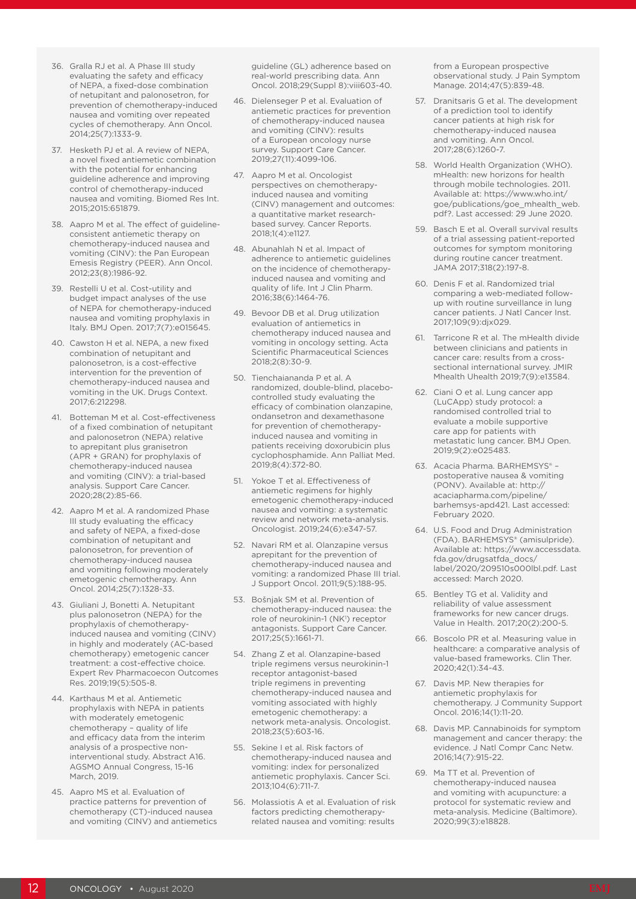36. Gralla RJ et al. A Phase III study evaluating the safety and efficacy of NEPA, a fixed-dose combination of netupitant and palonosetron, for prevention of chemotherapy-induced nausea and vomiting over repeated cycles of chemotherapy. Ann Oncol. 2014;25(7):1333-9.
37. Hesketh PJ et al. A review of NEPA, a novel fixed antiemetic combination with the potential for enhancing guideline adherence and improving control of chemotherapy-induced nausea and vomiting. Biomed Res Int. 2015;2015:651879.
38. Aapro M et al. The effect of guideline-consistent antiemetic therapy on chemotherapy-induced nausea and vomiting (CINV): the Pan European Emesis Registry (PEER). Ann Oncol. 2012;23(8):1986-92.
39. Restelli U et al. Cost-utility and budget impact analyses of the use of NEPA for chemotherapy-induced nausea and vomiting prophylaxis in Italy. BMJ Open. 2017;7(7):e015645.
40. Cawston H et al. NEPA, a new fixed combination of netupitant and palonosetron, is a cost-effective intervention for the prevention of chemotherapy-induced nausea and vomiting in the UK. Drugs Context. 2017;6:212298.
41. Botteman M et al. Cost-effectiveness of a fixed combination of netupitant and palonosetron (NEPA) relative to aprepitant plus granisetron (APR + GRAN) for prophylaxis of chemotherapy-induced nausea and vomiting (CINV): a trial-based analysis. Support Care Cancer. 2020;28(2):85-66.
42. Aapro M et al. A randomized Phase III study evaluating the efficacy and safety of NEPA, a fixed-dose combination of netupitant and palonosetron, for prevention of chemotherapy-induced nausea and vomiting following moderately emetogenic chemotherapy. Ann Oncol. 2014;25(7):1328-33.
43. Giuliani J, Bonetti A. Netupitant plus palonosetron (NEPA) for the prophylaxis of chemotherapy-induced nausea and vomiting (CINV) in highly and moderately (AC-based chemotherapy) emetogenic cancer treatment: a cost-effective choice. Expert Rev Pharmacoecon Outcomes Res. 2019;19(5):505-8.
44. Karthaus M et al. Antiemetic prophylaxis with NEPA in patients with moderately emetogenic chemotherapy – quality of life and efficacy data from the interim analysis of a prospective non-interventional study. Abstract A16. AGSMO Annual Congress, 15-16 March, 2019.
45. Aapro MS et al. Evaluation of practice patterns for prevention of chemotherapy (CT)-induced nausea and vomiting (CINV) and antiemetics guideline (GL) adherence based on real-world prescribing data. Ann Oncol. 2018;29(Suppl 8):viii603-40.
46. Dielenseger P et al. Evaluation of antiemetic practices for prevention of chemotherapy-induced nausea and vomiting (CINV): results of a European oncology nurse survey. Support Care Cancer. 2019;27(11):4099-106.
47. Aapro M et al. Oncologist perspectives on chemotherapy-induced nausea and vomiting (CINV) management and outcomes: a quantitative market research-based survey. Cancer Reports. 2018;1(4):e1127.
48. Abunahlah N et al. Impact of adherence to antiemetic guidelines on the incidence of chemotherapy-induced nausea and vomiting and quality of life. Int J Clin Pharm. 2016;38(6):1464-76.
49. Bevoor DB et al. Drug utilization evaluation of antiemetics in chemotherapy induced nausea and vomiting in oncology setting. Acta Scientific Pharmaceutical Sciences 2018;2(8):30-9.
50. Tienchaiananda P et al. A randomized, double-blind, placebo-controlled study evaluating the efficacy of combination olanzapine, ondansetron and dexamethasone for prevention of chemotherapy-induced nausea and vomiting in patients receiving doxorubicin plus cyclophosphamide. Ann Palliat Med. 2019;8(4):372-80.
51. Yokoe T et al. Effectiveness of antiemetic regimens for highly emetogenic chemotherapy-induced nausea and vomiting: a systematic review and network meta-analysis. Oncologist. 2019;24(6):e347-57.
52. Navari RM et al. Olanzapine versus aprepitant for the prevention of chemotherapy-induced nausea and vomiting: a randomized Phase III trial. J Support Oncol. 2011;9(5):188-95.
53. Bošnjak SM et al. Prevention of chemotherapy-induced nausea: the role of neurokinin-1 (NK[1]) receptor antagonists. Support Care Cancer. 2017;25(5):1661-71.
54. Zhang Z et al. Olanzapine-based triple regimens versus neurokinin-1 receptor antagonist-based triple regimens in preventing chemotherapy-induced nausea and vomiting associated with highly emetogenic chemotherapy: a network meta-analysis. Oncologist. 2018;23(5):603-16.
55. Sekine I et al. Risk factors of chemotherapy-induced nausea and vomiting: index for personalized antiemetic prophylaxis. Cancer Sci. 2013;104(6):711-7.
56. Molassiotis A et al. Evaluation of risk factors predicting chemotherapy-related nausea and vomiting: results from a European prospective observational study. J Pain Symptom Manage. 2014;47(5):839-48.
57. Dranitsaris G et al. The development of a prediction tool to identify cancer patients at high risk for chemotherapy-induced nausea and vomiting. Ann Oncol. 2017;28(6):1260-7.
58. World Health Organization (WHO). mHealth: new horizons for health through mobile technologies. 2011. Available at: https://www.who.int/goe/publications/goe_mhealth_web.pdf?. Last accessed: 29 June 2020.
59. Basch E et al. Overall survival results of a trial assessing patient-reported outcomes for symptom monitoring during routine cancer treatment. JAMA 2017;318(2):197-8.
60. Denis F et al. Randomized trial comparing a web-mediated follow-up with routine surveillance in lung cancer patients. J Natl Cancer Inst. 2017;109(9):djx029.
61. Tarricone R et al. The mHealth divide between clinicians and patients in cancer care: results from a cross-sectional international survey. JMIR Mhealth Uhealth 2019;7(9):e13584.
62. Ciani O et al. Lung cancer app (LuCApp) study protocol: a randomised controlled trial to evaluate a mobile supportive care app for patients with metastatic lung cancer. BMJ Open. 2019;9(2):e025483.
63. Acacia Pharma. BARHEMSYS® – postoperative nausea & vomiting (PONV). Available at: http://acaciapharma.com/pipeline/barhemsys-apd421. Last accessed: February 2020.
64. U.S. Food and Drug Administration (FDA). BARHEMSYS® (amisulpride). Available at: https://www.accessdata.fda.gov/drugsatfda_docs/label/2020/209510s000lbl.pdf. Last accessed: March 2020.
65. Bentley TG et al. Validity and reliability of value assessment frameworks for new cancer drugs. Value in Health. 2017;20(2):200-5.
66. Boscolo PR et al. Measuring value in healthcare: a comparative analysis of value-based frameworks. Clin Ther. 2020;42(1):34-43.
67. Davis MP. New therapies for antiemetic prophylaxis for chemotherapy. J Community Support Oncol. 2016;14(1):11-20.
68. Davis MP. Cannabinoids for symptom management and cancer therapy: the evidence. J Natl Compr Canc Netw. 2016;14(7):915-22.
69. Ma TT et al. Prevention of chemotherapy-induced nausea and vomiting with acupuncture: a protocol for systematic review and meta-analysis. Medicine (Baltimore). 2020;99(3):e18828.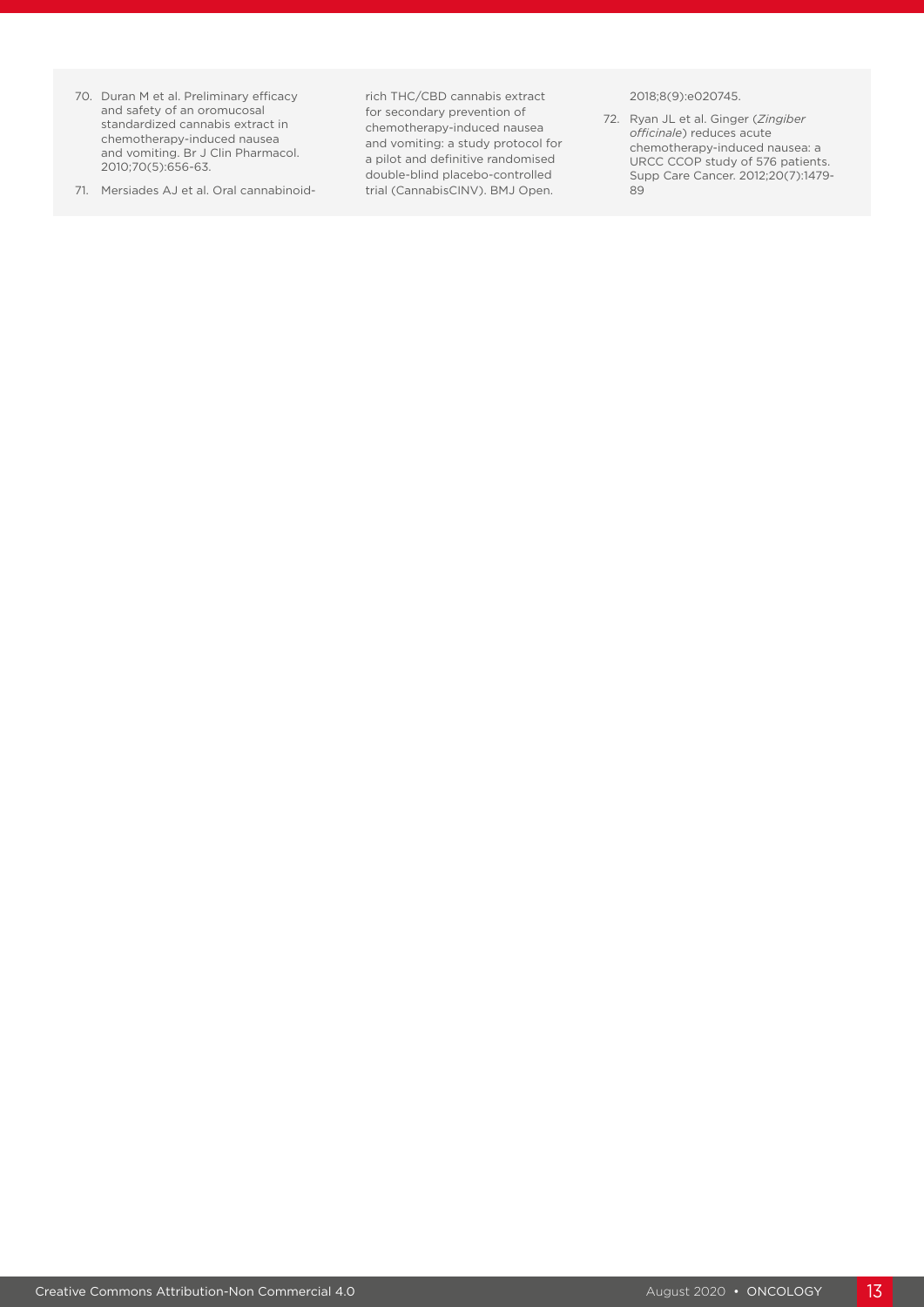70. Duran M et al. Preliminary efficacy and safety of an oromucosal standardized cannabis extract in chemotherapy-induced nausea and vomiting. Br J Clin Pharmacol. 2010;70(5):656-63.

71. Mersiades AJ et al. Oral cannabinoid-rich THC/CBD cannabis extract for secondary prevention of chemotherapy-induced nausea and vomiting: a study protocol for a pilot and definitive randomised double-blind placebo-controlled trial (CannabisCINV). BMJ Open. 2018;8(9):e020745.

72. Ryan JL et al. Ginger (*Zingiber officinale*) reduces acute chemotherapy-induced nausea: a URCC CCOP study of 576 patients. Supp Care Cancer. 2012;20(7):1479-89